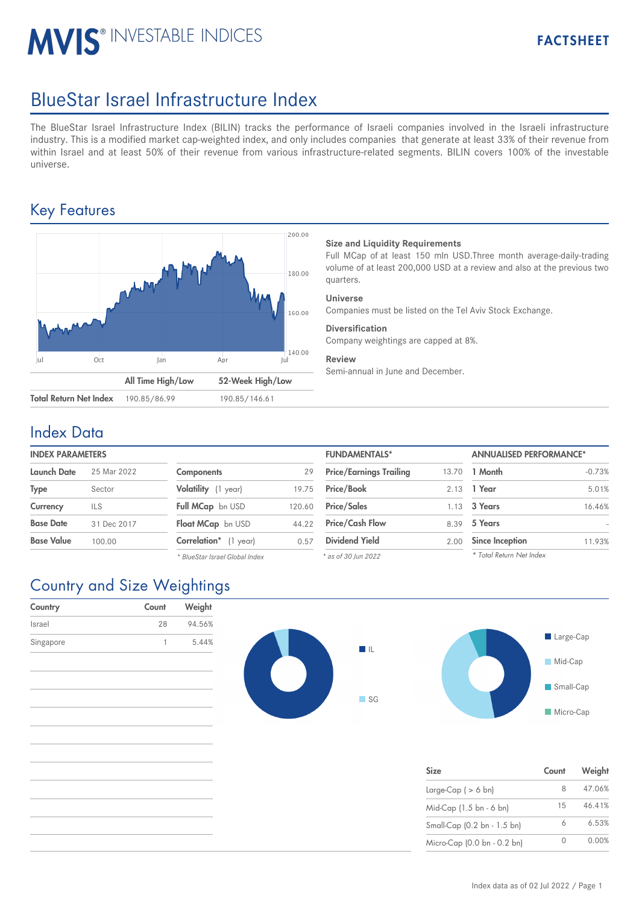# MVIS® INVESTABLE INDICES

**FACTSHEET**

# BlueStar Israel Infrastructure Index

The BlueStar Israel Infrastructure Index (BILIN) tracks the performance of Israeli companies involved in the Israeli infrastructure industry. This is a modified market cap-weighted index, and only includes companies that generate at least 33% of their revenue from within Israel and at least 50% of their revenue from various infrastructure-related segments. BILIN covers 100% of the investable universe.

## Key Features

| | All Time High/Low | 52-Week High/Low |
|---|---|---|
| **Total Return Net Index** | 190.85/86.99 | 190.85/146.61 |

**Size and Liquidity Requirements**
Full MCap of at least 150 mln USD.Three month average-daily-trading volume of at least 200,000 USD at a review and also at the previous two quarters.

**Universe**
Companies must be listed on the Tel Aviv Stock Exchange.

**Diversification**
Company weightings are capped at 8%.

**Review**
Semi-annual in June and December.

## Index Data

**INDEX PARAMETERS**

| | |
|---|---|
| **Launch Date** | 25 Mar 2022 |
| **Type** | Sector |
| **Currency** | ILS |
| **Base Date** | 31 Dec 2017 |
| **Base Value** | 100.00 |

| | |
|---|---|
| **Components** | 29 |
| **Volatility** (1 year) | 19.75 |
| **Full MCap** bn USD | 120.60 |
| **Float MCap** bn USD | 44.22 |
| **Correlation*** (1 year) | 0.57 |

*\* BlueStar Israel Global Index*

**FUNDAMENTALS***

| | |
|---|---|
| **Price/Earnings Trailing** | 13.70 |
| **Price/Book** | 2.13 |
| **Price/Sales** | 1.13 |
| **Price/Cash Flow** | 8.39 |
| **Dividend Yield** | 2.00 |

*\* as of 30 Jun 2022*

**ANNUALISED PERFORMANCE***

| | |
|---|---|
| **1 Month** | -0.73% |
| **1 Year** | 5.01% |
| **3 Years** | 16.46% |
| **5 Years** | - |
| **Since Inception** | 11.93% |

*\* Total Return Net Index*

## Country and Size Weightings

| Country | Count | Weight |
|---|---|---|
| Israel | 28 | 94.56% |
| Singapore | 1 | 5.44% |

| Size | Count | Weight |
|---|---|---|
| Large-Cap ( > 6 bn) | 8 | 47.06% |
| Mid-Cap (1.5 bn - 6 bn) | 15 | 46.41% |
| Small-Cap (0.2 bn - 1.5 bn) | 6 | 6.53% |
| Micro-Cap (0.0 bn - 0.2 bn) | 0 | 0.00% |

Index data as of 02 Jul 2022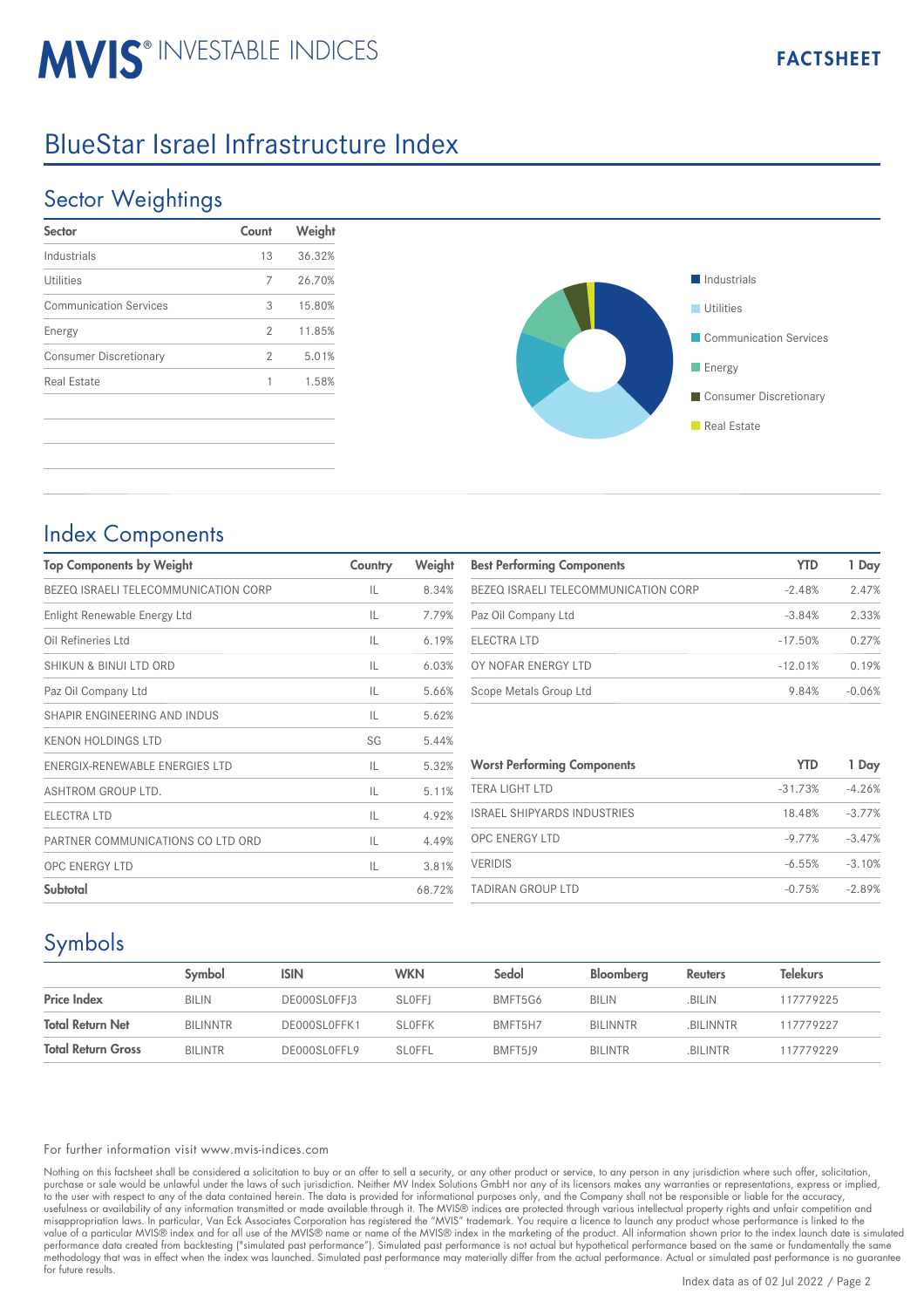# MVIS® INVESTABLE INDICES

FACTSHEET

# BlueStar Israel Infrastructure Index

## Sector Weightings

| Sector | Count | Weight |
|---|---|---|
| Industrials | 13 | 36.32% |
| Utilities | 7 | 26.70% |
| Communication Services | 3 | 15.80% |
| Energy | 2 | 11.85% |
| Consumer Discretionary | 2 | 5.01% |
| Real Estate | 1 | 1.58% |

Industrials
Utilities
Communication Services
Energy
Consumer Discretionary
Real Estate

## Index Components

| Top Components by Weight | Country | Weight |
|---|---|---|
| BEZEQ ISRAELI TELECOMMUNICATION CORP | IL | 8.34% |
| Enlight Renewable Energy Ltd | IL | 7.79% |
| Oil Refineries Ltd | IL | 6.19% |
| SHIKUN & BINUI LTD ORD | IL | 6.03% |
| Paz Oil Company Ltd | IL | 5.66% |
| SHAPIR ENGINEERING AND INDUS | IL | 5.62% |
| KENON HOLDINGS LTD | SG | 5.44% |
| ENERGIX-RENEWABLE ENERGIES LTD | IL | 5.32% |
| ASHTROM GROUP LTD. | IL | 5.11% |
| ELECTRA LTD | IL | 4.92% |
| PARTNER COMMUNICATIONS CO LTD ORD | IL | 4.49% |
| OPC ENERGY LTD | IL | 3.81% |
| **Subtotal** | | 68.72% |

| Best Performing Components | YTD | 1 Day |
|---|---|---|
| BEZEQ ISRAELI TELECOMMUNICATION CORP | -2.48% | 2.47% |
| Paz Oil Company Ltd | -3.84% | 2.33% |
| ELECTRA LTD | -17.50% | 0.27% |
| OY NOFAR ENERGY LTD | -12.01% | 0.19% |
| Scope Metals Group Ltd | 9.84% | -0.06% |

| Worst Performing Components | YTD | 1 Day |
|---|---|---|
| TERA LIGHT LTD | -31.73% | -4.26% |
| ISRAEL SHIPYARDS INDUSTRIES | 18.48% | -3.77% |
| OPC ENERGY LTD | -9.77% | -3.47% |
| VERIDIS | -6.55% | -3.10% |
| TADIRAN GROUP LTD | -0.75% | -2.89% |

## Symbols

| | Symbol | ISIN | WKN | Sedol | Bloomberg | Reuters | Telekurs |
|---|---|---|---|---|---|---|---|
| **Price Index** | BILIN | DE000SLOFFJ3 | SLOFFJ | BMFT5G6 | BILIN | .BILIN | 117779225 |
| **Total Return Net** | BILINNTR | DE000SLOFFK1 | SLOFFK | BMFT5H7 | BILINNTR | .BILINNTR | 117779227 |
| **Total Return Gross** | BILINTR | DE000SLOFFL9 | SLOFFL | BMFT5J9 | BILINTR | .BILINTR | 117779229 |

For further information visit www.mvis-indices.com

Nothing on this factsheet shall be considered a solicitation to buy or an offer to sell a security, or any other product or service, to any person in any jurisdiction where such offer, solicitation, purchase or sale would be unlawful under the laws of such jurisdiction. Neither MV Index Solutions GmbH nor any of its licensors makes any warranties or representations, express or implied, to the user with respect to any of the data contained herein. The data is provided for informational purposes only, and the Company shall not be responsible or liable for the accuracy, usefulness or availability of any information transmitted or made available through it. The MVIS® indices are protected through various intellectual property rights and unfair competition and misappropriation laws. In particular, Van Eck Associates Corporation has registered the "MVIS" trademark. You require a licence to launch any product whose performance is linked to the value of a particular MVIS® index and for all use of the MVIS® name or name of the MVIS® index in the marketing of the product. All information shown prior to the index launch date is simulated performance data created from backtesting ("simulated past performance"). Simulated past performance is not actual but hypothetical performance based on the same or fundamentally the same methodology that was in effect when the index was launched. Simulated past performance may materially differ from the actual performance. Actual or simulated past performance is no guarantee for future results.

Index data as of 02 Jul 2022